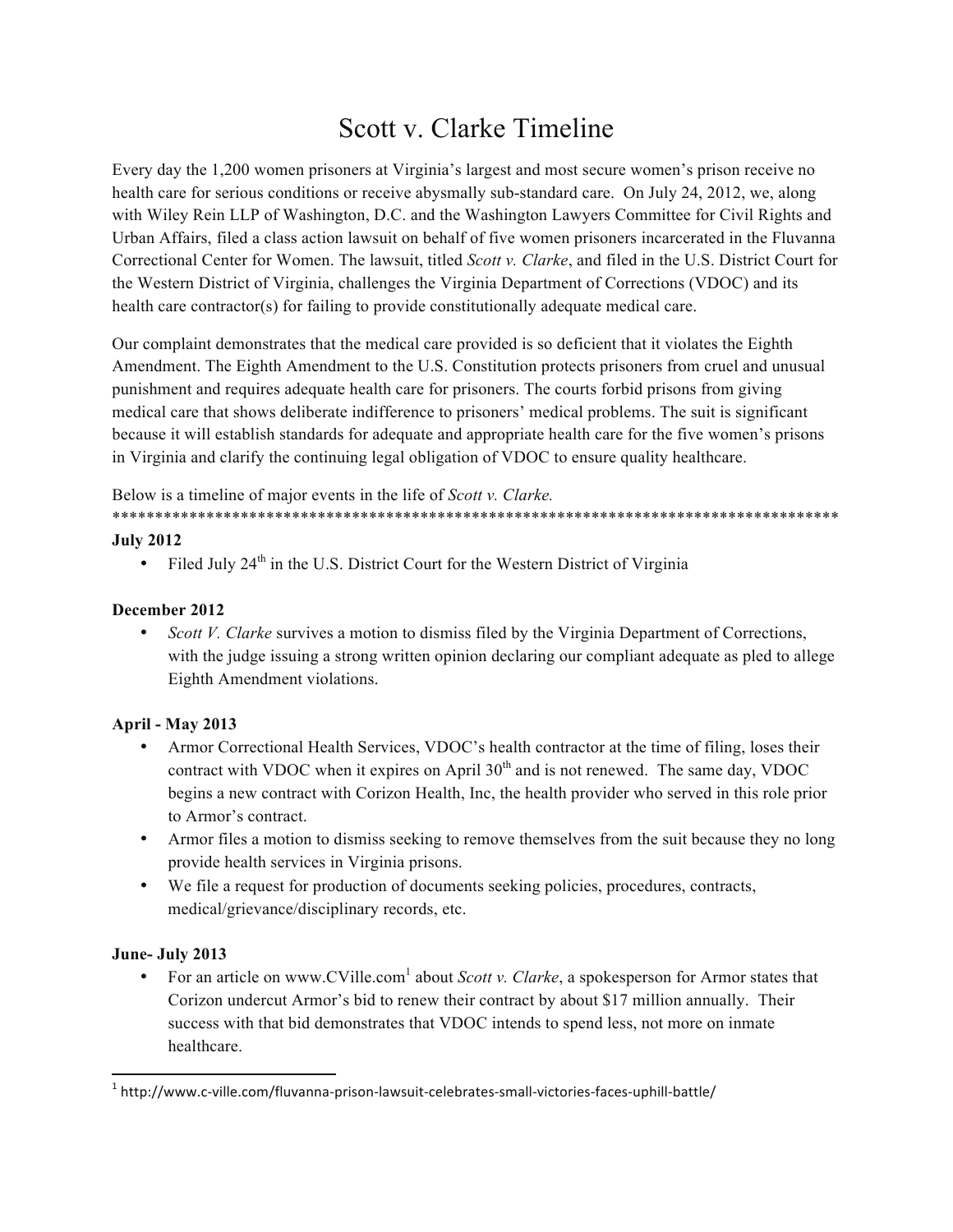# Scott v. Clarke Timeline

Every day the 1,200 women prisoners at Virginia's largest and most secure women's prison receive no health care for serious conditions or receive abysmally sub-standard care. On July 24, 2012, we, along with Wiley Rein LLP of Washington, D.C. and the Washington Lawyers Committee for Civil Rights and Urban Affairs, filed a class action lawsuit on behalf of five women prisoners incarcerated in the Fluvanna Correctional Center for Women. The lawsuit, titled *Scott v. Clarke*, and filed in the U.S. District Court for the Western District of Virginia, challenges the Virginia Department of Corrections (VDOC) and its health care contractor(s) for failing to provide constitutionally adequate medical care.

Our complaint demonstrates that the medical care provided is so deficient that it violates the Eighth Amendment. The Eighth Amendment to the U.S. Constitution protects prisoners from cruel and unusual punishment and requires adequate health care for prisoners. The courts forbid prisons from giving medical care that shows deliberate indifference to prisoners' medical problems. The suit is significant because it will establish standards for adequate and appropriate health care for the five women's prisons in Virginia and clarify the continuing legal obligation of VDOC to ensure quality healthcare.

Below is a timeline of major events in the life of *Scott v. Clarke.*

*****************************************************************************************

**July 2012**

- Filed July 24th in the U.S. District Court for the Western District of Virginia

**December 2012**

- *Scott V. Clarke* survives a motion to dismiss filed by the Virginia Department of Corrections, with the judge issuing a strong written opinion declaring our compliant adequate as pled to allege Eighth Amendment violations.

**April - May 2013**

- Armor Correctional Health Services, VDOC's health contractor at the time of filing, loses their contract with VDOC when it expires on April 30th and is not renewed. The same day, VDOC begins a new contract with Corizon Health, Inc, the health provider who served in this role prior to Armor's contract.
- Armor files a motion to dismiss seeking to remove themselves from the suit because they no long provide health services in Virginia prisons.
- We file a request for production of documents seeking policies, procedures, contracts, medical/grievance/disciplinary records, etc.

**June- July 2013**

- For an article on www.CVille.com[1] about *Scott v. Clarke*, a spokesperson for Armor states that Corizon undercut Armor's bid to renew their contract by about $17 million annually. Their success with that bid demonstrates that VDOC intends to spend less, not more on inmate healthcare.

[1] http://www.c-ville.com/fluvanna-prison-lawsuit-celebrates-small-victories-faces-uphill-battle/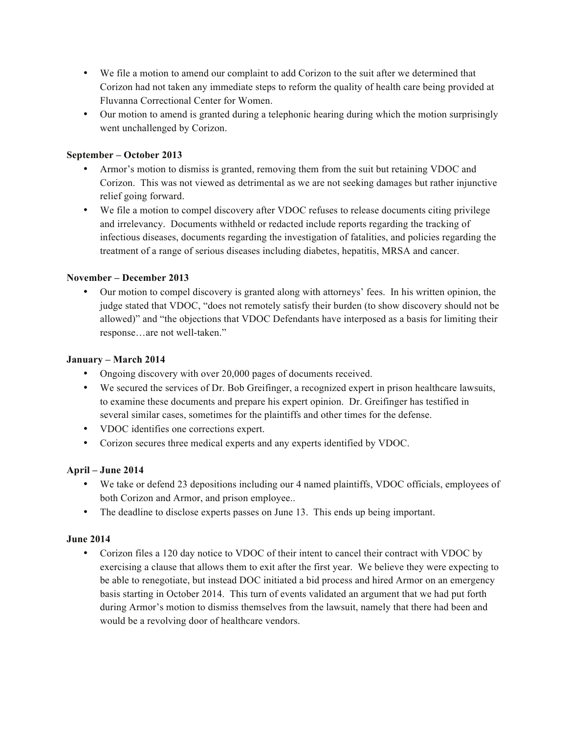- We file a motion to amend our complaint to add Corizon to the suit after we determined that Corizon had not taken any immediate steps to reform the quality of health care being provided at Fluvanna Correctional Center for Women.
- Our motion to amend is granted during a telephonic hearing during which the motion surprisingly went unchallenged by Corizon.

**September – October 2013**

- Armor's motion to dismiss is granted, removing them from the suit but retaining VDOC and Corizon. This was not viewed as detrimental as we are not seeking damages but rather injunctive relief going forward.
- We file a motion to compel discovery after VDOC refuses to release documents citing privilege and irrelevancy. Documents withheld or redacted include reports regarding the tracking of infectious diseases, documents regarding the investigation of fatalities, and policies regarding the treatment of a range of serious diseases including diabetes, hepatitis, MRSA and cancer.

**November – December 2013**

- Our motion to compel discovery is granted along with attorneys' fees. In his written opinion, the judge stated that VDOC, "does not remotely satisfy their burden (to show discovery should not be allowed)" and "the objections that VDOC Defendants have interposed as a basis for limiting their response…are not well-taken."

**January – March 2014**

- Ongoing discovery with over 20,000 pages of documents received.
- We secured the services of Dr. Bob Greifinger, a recognized expert in prison healthcare lawsuits, to examine these documents and prepare his expert opinion. Dr. Greifinger has testified in several similar cases, sometimes for the plaintiffs and other times for the defense.
- VDOC identifies one corrections expert.
- Corizon secures three medical experts and any experts identified by VDOC.

**April – June 2014**

- We take or defend 23 depositions including our 4 named plaintiffs, VDOC officials, employees of both Corizon and Armor, and prison employee..
- The deadline to disclose experts passes on June 13. This ends up being important.

**June 2014**

- Corizon files a 120 day notice to VDOC of their intent to cancel their contract with VDOC by exercising a clause that allows them to exit after the first year. We believe they were expecting to be able to renegotiate, but instead DOC initiated a bid process and hired Armor on an emergency basis starting in October 2014. This turn of events validated an argument that we had put forth during Armor's motion to dismiss themselves from the lawsuit, namely that there had been and would be a revolving door of healthcare vendors.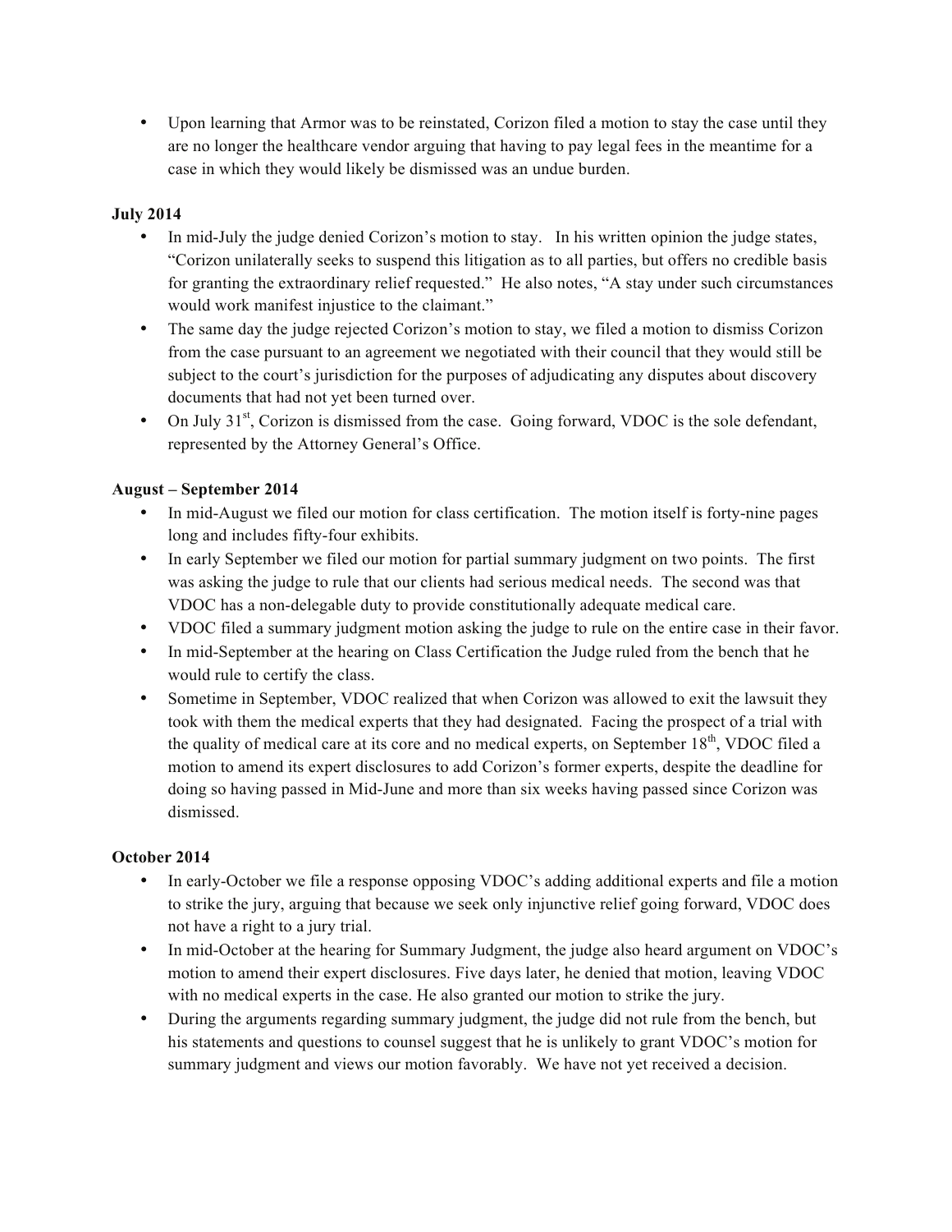- Upon learning that Armor was to be reinstated, Corizon filed a motion to stay the case until they are no longer the healthcare vendor arguing that having to pay legal fees in the meantime for a case in which they would likely be dismissed was an undue burden.

**July 2014**

- In mid-July the judge denied Corizon's motion to stay. In his written opinion the judge states, "Corizon unilaterally seeks to suspend this litigation as to all parties, but offers no credible basis for granting the extraordinary relief requested." He also notes, "A stay under such circumstances would work manifest injustice to the claimant."
- The same day the judge rejected Corizon's motion to stay, we filed a motion to dismiss Corizon from the case pursuant to an agreement we negotiated with their council that they would still be subject to the court's jurisdiction for the purposes of adjudicating any disputes about discovery documents that had not yet been turned over.
- On July 31st, Corizon is dismissed from the case. Going forward, VDOC is the sole defendant, represented by the Attorney General's Office.

**August – September 2014**

- In mid-August we filed our motion for class certification. The motion itself is forty-nine pages long and includes fifty-four exhibits.
- In early September we filed our motion for partial summary judgment on two points. The first was asking the judge to rule that our clients had serious medical needs. The second was that VDOC has a non-delegable duty to provide constitutionally adequate medical care.
- VDOC filed a summary judgment motion asking the judge to rule on the entire case in their favor.
- In mid-September at the hearing on Class Certification the Judge ruled from the bench that he would rule to certify the class.
- Sometime in September, VDOC realized that when Corizon was allowed to exit the lawsuit they took with them the medical experts that they had designated. Facing the prospect of a trial with the quality of medical care at its core and no medical experts, on September 18th, VDOC filed a motion to amend its expert disclosures to add Corizon's former experts, despite the deadline for doing so having passed in Mid-June and more than six weeks having passed since Corizon was dismissed.

**October 2014**

- In early-October we file a response opposing VDOC's adding additional experts and file a motion to strike the jury, arguing that because we seek only injunctive relief going forward, VDOC does not have a right to a jury trial.
- In mid-October at the hearing for Summary Judgment, the judge also heard argument on VDOC's motion to amend their expert disclosures. Five days later, he denied that motion, leaving VDOC with no medical experts in the case. He also granted our motion to strike the jury.
- During the arguments regarding summary judgment, the judge did not rule from the bench, but his statements and questions to counsel suggest that he is unlikely to grant VDOC's motion for summary judgment and views our motion favorably. We have not yet received a decision.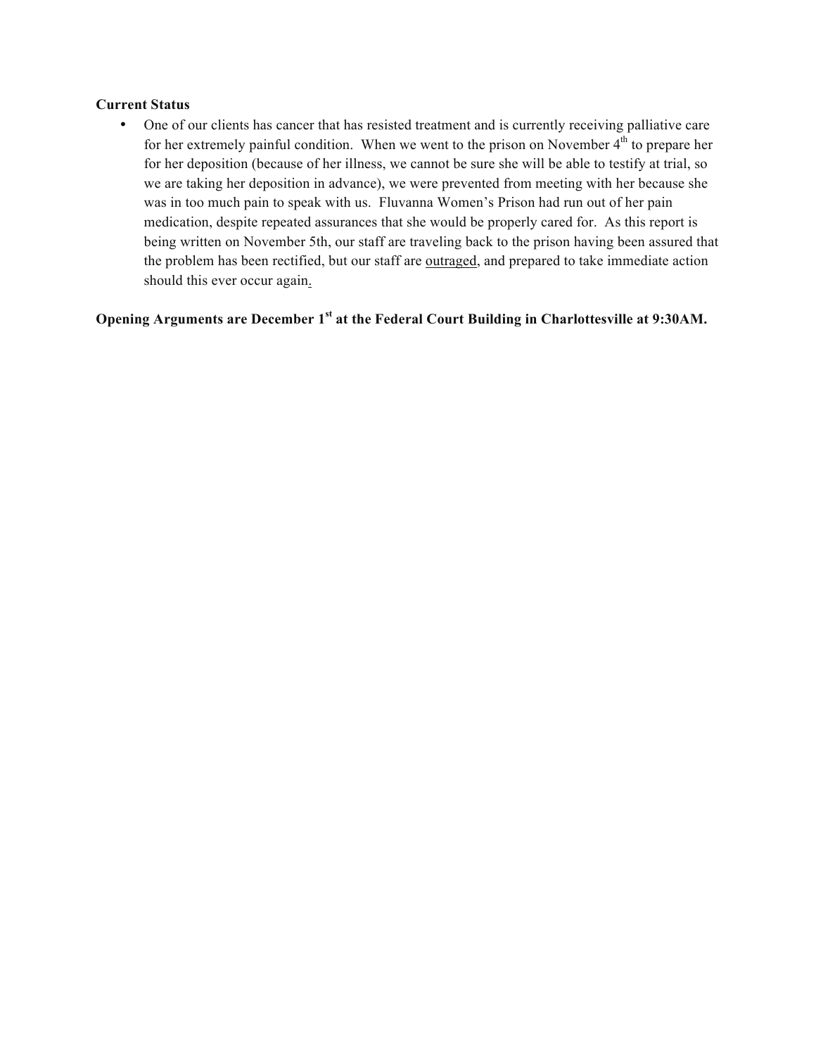**Current Status**

- One of our clients has cancer that has resisted treatment and is currently receiving palliative care for her extremely painful condition. When we went to the prison on November 4th to prepare her for her deposition (because of her illness, we cannot be sure she will be able to testify at trial, so we are taking her deposition in advance), we were prevented from meeting with her because she was in too much pain to speak with us. Fluvanna Women's Prison had run out of her pain medication, despite repeated assurances that she would be properly cared for. As this report is being written on November 5th, our staff are traveling back to the prison having been assured that the problem has been rectified, but our staff are <u>outraged</u>, and prepared to take immediate action should this ever occur again.

**Opening Arguments are December 1st at the Federal Court Building in Charlottesville at 9:30AM.**